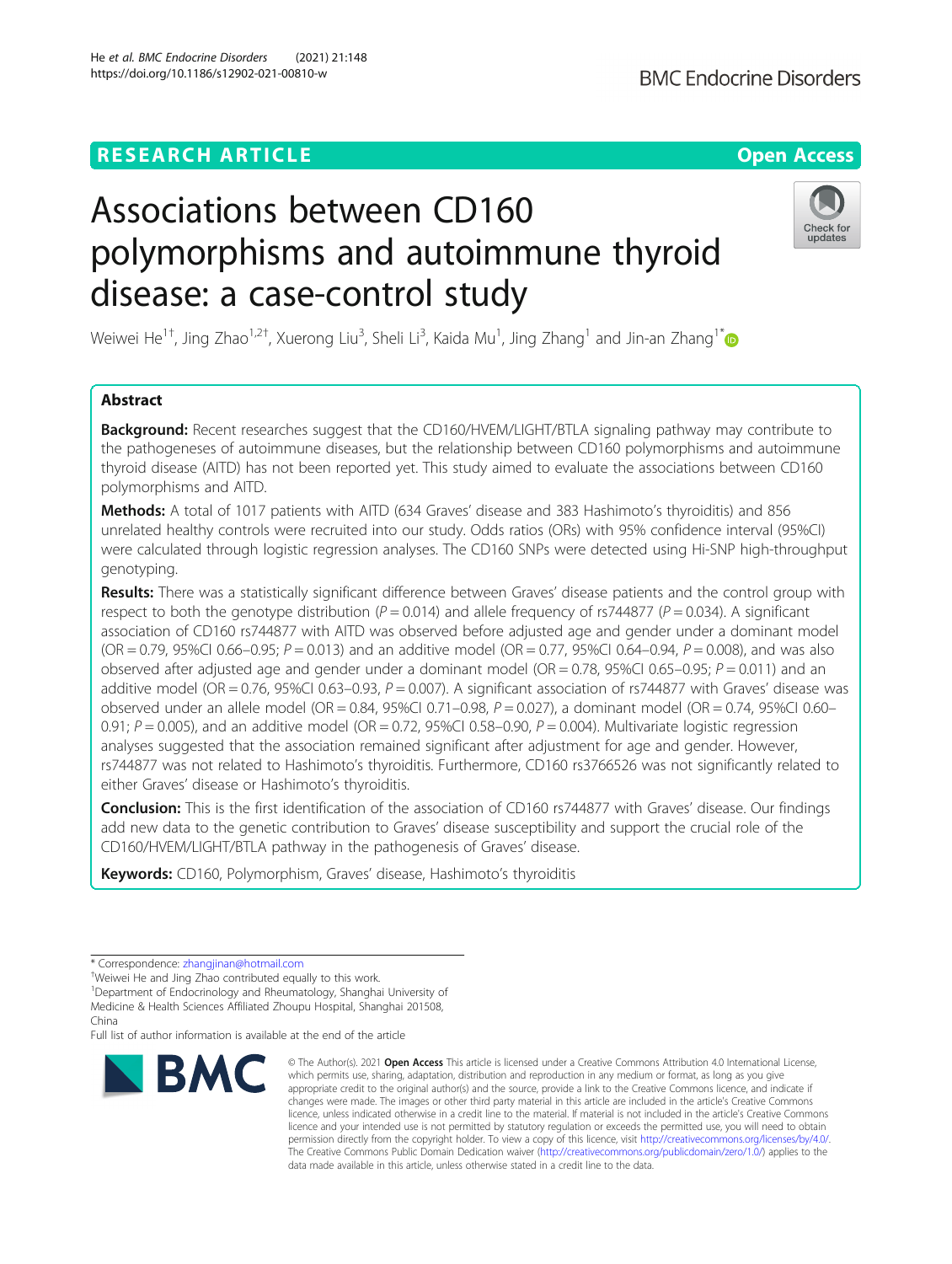RESEARCH ARTICLE

Open Access

# Associations between CD160 polymorphisms and autoimmune thyroid disease: a case-control study

Weiwei He[1†], Jing Zhao[1,2†], Xuerong Liu[3], Sheli Li[3], Kaida Mu[1], Jing Zhang[1] and Jin-an Zhang[1*]

## Abstract

**Background:** Recent researches suggest that the CD160/HVEM/LIGHT/BTLA signaling pathway may contribute to the pathogeneses of autoimmune diseases, but the relationship between CD160 polymorphisms and autoimmune thyroid disease (AITD) has not been reported yet. This study aimed to evaluate the associations between CD160 polymorphisms and AITD.

**Methods:** A total of 1017 patients with AITD (634 Graves' disease and 383 Hashimoto's thyroiditis) and 856 unrelated healthy controls were recruited into our study. Odds ratios (ORs) with 95% confidence interval (95%CI) were calculated through logistic regression analyses. The CD160 SNPs were detected using Hi-SNP high-throughput genotyping.

**Results:** There was a statistically significant difference between Graves' disease patients and the control group with respect to both the genotype distribution ($P = 0.014$) and allele frequency of rs744877 ($P = 0.034$). A significant association of CD160 rs744877 with AITD was observed before adjusted age and gender under a dominant model (OR = 0.79, 95%CI 0.66–0.95; $P = 0.013$) and an additive model (OR = 0.77, 95%CI 0.64–0.94, $P = 0.008$), and was also observed after adjusted age and gender under a dominant model (OR = 0.78, 95%CI 0.65–0.95; $P = 0.011$) and an additive model (OR = 0.76, 95%CI 0.63–0.93, $P = 0.007$). A significant association of rs744877 with Graves' disease was observed under an allele model (OR = 0.84, 95%CI 0.71–0.98, $P = 0.027$), a dominant model (OR = 0.74, 95%CI 0.60–0.91; $P = 0.005$), and an additive model (OR = 0.72, 95%CI 0.58–0.90, $P = 0.004$). Multivariate logistic regression analyses suggested that the association remained significant after adjustment for age and gender. However, rs744877 was not related to Hashimoto's thyroiditis. Furthermore, CD160 rs3766526 was not significantly related to either Graves' disease or Hashimoto's thyroiditis.

**Conclusion:** This is the first identification of the association of CD160 rs744877 with Graves' disease. Our findings add new data to the genetic contribution to Graves' disease susceptibility and support the crucial role of the CD160/HVEM/LIGHT/BTLA pathway in the pathogenesis of Graves' disease.

**Keywords:** CD160, Polymorphism, Graves' disease, Hashimoto's thyroiditis

---

* Correspondence: zhangjinan@hotmail.com

† Weiwei He and Jing Zhao contributed equally to this work.

[1] Department of Endocrinology and Rheumatology, Shanghai University of Medicine & Health Sciences Affiliated Zhoupu Hospital, Shanghai 201508, China

Full list of author information is available at the end of the article

© The Author(s). 2021 **Open Access** This article is licensed under a Creative Commons Attribution 4.0 International License, which permits use, sharing, adaptation, distribution and reproduction in any medium or format, as long as you give appropriate credit to the original author(s) and the source, provide a link to the Creative Commons licence, and indicate if changes were made. The images or other third party material in this article are included in the article's Creative Commons licence, unless indicated otherwise in a credit line to the material. If material is not included in the article's Creative Commons licence and your intended use is not permitted by statutory regulation or exceeds the permitted use, you will need to obtain permission directly from the copyright holder. To view a copy of this licence, visit http://creativecommons.org/licenses/by/4.0/. The Creative Commons Public Domain Dedication waiver (http://creativecommons.org/publicdomain/zero/1.0/) applies to the data made available in this article, unless otherwise stated in a credit line to the data.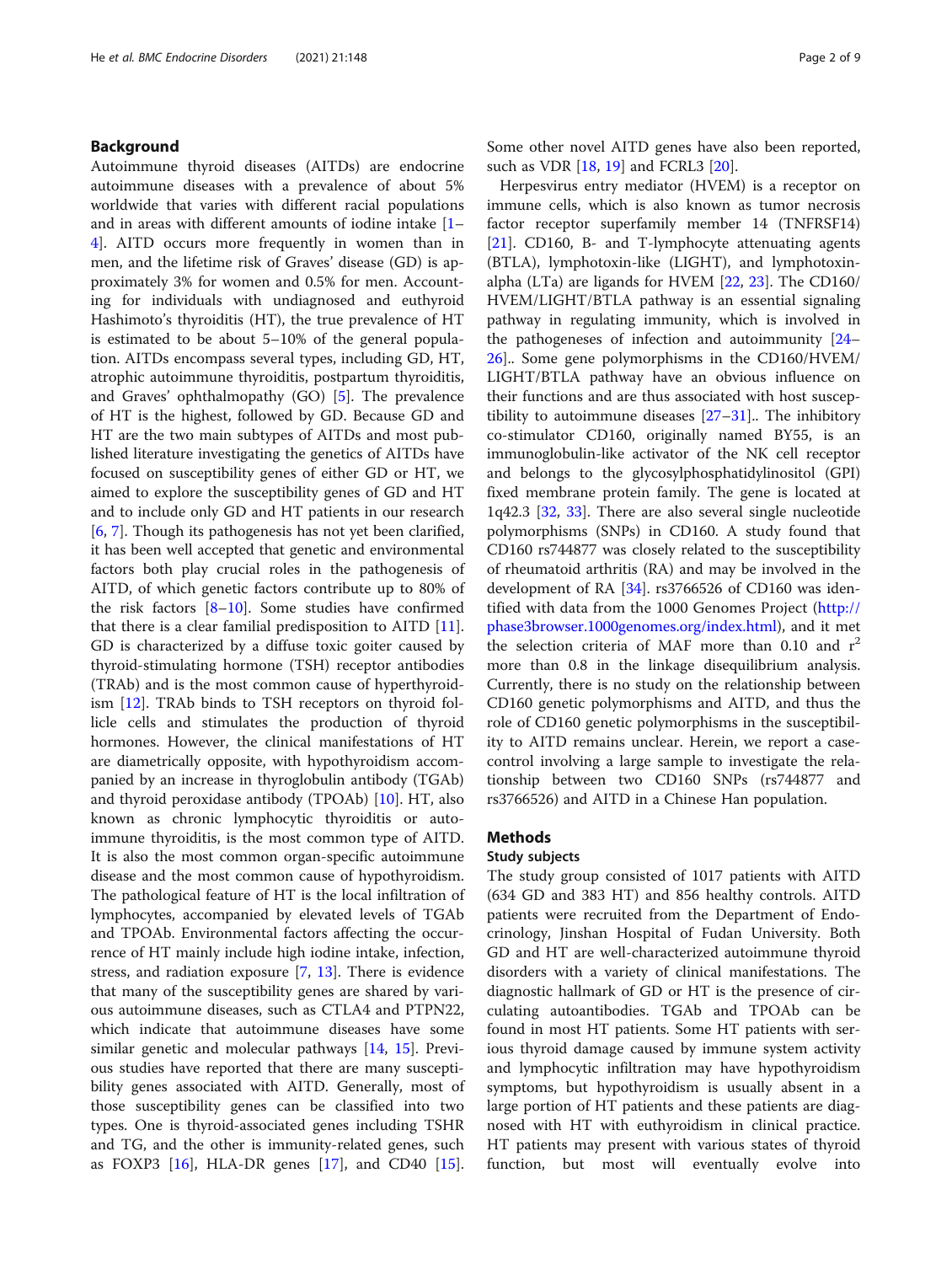## Background

Autoimmune thyroid diseases (AITDs) are endocrine autoimmune diseases with a prevalence of about 5% worldwide that varies with different racial populations and in areas with different amounts of iodine intake [1–4]. AITD occurs more frequently in women than in men, and the lifetime risk of Graves' disease (GD) is approximately 3% for women and 0.5% for men. Accounting for individuals with undiagnosed and euthyroid Hashimoto's thyroiditis (HT), the true prevalence of HT is estimated to be about 5–10% of the general population. AITDs encompass several types, including GD, HT, atrophic autoimmune thyroiditis, postpartum thyroiditis, and Graves' ophthalmopathy (GO) [5]. The prevalence of HT is the highest, followed by GD. Because GD and HT are the two main subtypes of AITDs and most published literature investigating the genetics of AITDs have focused on susceptibility genes of either GD or HT, we aimed to explore the susceptibility genes of GD and HT and to include only GD and HT patients in our research [6, 7]. Though its pathogenesis has not yet been clarified, it has been well accepted that genetic and environmental factors both play crucial roles in the pathogenesis of AITD, of which genetic factors contribute up to 80% of the risk factors [8–10]. Some studies have confirmed that there is a clear familial predisposition to AITD [11]. GD is characterized by a diffuse toxic goiter caused by thyroid-stimulating hormone (TSH) receptor antibodies (TRAb) and is the most common cause of hyperthyroidism [12]. TRAb binds to TSH receptors on thyroid follicle cells and stimulates the production of thyroid hormones. However, the clinical manifestations of HT are diametrically opposite, with hypothyroidism accompanied by an increase in thyroglobulin antibody (TGAb) and thyroid peroxidase antibody (TPOAb) [10]. HT, also known as chronic lymphocytic thyroiditis or autoimmune thyroiditis, is the most common type of AITD. It is also the most common organ-specific autoimmune disease and the most common cause of hypothyroidism. The pathological feature of HT is the local infiltration of lymphocytes, accompanied by elevated levels of TGAb and TPOAb. Environmental factors affecting the occurrence of HT mainly include high iodine intake, infection, stress, and radiation exposure [7, 13]. There is evidence that many of the susceptibility genes are shared by various autoimmune diseases, such as CTLA4 and PTPN22, which indicate that autoimmune diseases have some similar genetic and molecular pathways [14, 15]. Previous studies have reported that there are many susceptibility genes associated with AITD. Generally, most of those susceptibility genes can be classified into two types. One is thyroid-associated genes including TSHR and TG, and the other is immunity-related genes, such as FOXP3 [16], HLA-DR genes [17], and CD40 [15]. Some other novel AITD genes have also been reported, such as VDR [18, 19] and FCRL3 [20].

Herpesvirus entry mediator (HVEM) is a receptor on immune cells, which is also known as tumor necrosis factor receptor superfamily member 14 (TNFRSF14) [21]. CD160, B- and T-lymphocyte attenuating agents (BTLA), lymphotoxin-like (LIGHT), and lymphotoxin-alpha (LTa) are ligands for HVEM [22, 23]. The CD160/HVEM/LIGHT/BTLA pathway is an essential signaling pathway in regulating immunity, which is involved in the pathogeneses of infection and autoimmunity [24–26].. Some gene polymorphisms in the CD160/HVEM/LIGHT/BTLA pathway have an obvious influence on their functions and are thus associated with host susceptibility to autoimmune diseases [27–31].. The inhibitory co-stimulator CD160, originally named BY55, is an immunoglobulin-like activator of the NK cell receptor and belongs to the glycosylphosphatidylinositol (GPI) fixed membrane protein family. The gene is located at 1q42.3 [32, 33]. There are also several single nucleotide polymorphisms (SNPs) in CD160. A study found that CD160 rs744877 was closely related to the susceptibility of rheumatoid arthritis (RA) and may be involved in the development of RA [34]. rs3766526 of CD160 was identified with data from the 1000 Genomes Project (http://phase3browser.1000genomes.org/index.html), and it met the selection criteria of MAF more than 0.10 and $r^2$ more than 0.8 in the linkage disequilibrium analysis. Currently, there is no study on the relationship between CD160 genetic polymorphisms and AITD, and thus the role of CD160 genetic polymorphisms in the susceptibility to AITD remains unclear. Herein, we report a case-control involving a large sample to investigate the relationship between two CD160 SNPs (rs744877 and rs3766526) and AITD in a Chinese Han population.

## Methods

### Study subjects

The study group consisted of 1017 patients with AITD (634 GD and 383 HT) and 856 healthy controls. AITD patients were recruited from the Department of Endocrinology, Jinshan Hospital of Fudan University. Both GD and HT are well-characterized autoimmune thyroid disorders with a variety of clinical manifestations. The diagnostic hallmark of GD or HT is the presence of circulating autoantibodies. TGAb and TPOAb can be found in most HT patients. Some HT patients with serious thyroid damage caused by immune system activity and lymphocytic infiltration may have hypothyroidism symptoms, but hypothyroidism is usually absent in a large portion of HT patients and these patients are diagnosed with HT with euthyroidism in clinical practice. HT patients may present with various states of thyroid function, but most will eventually evolve into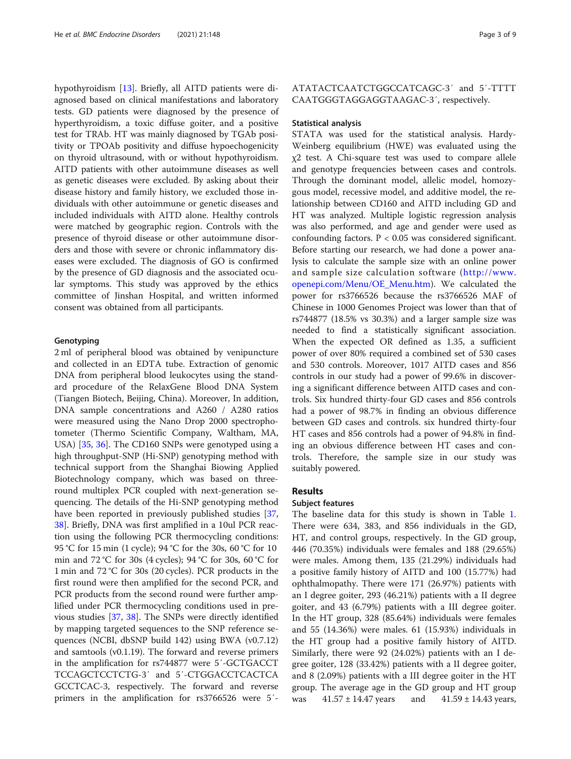hypothyroidism [13]. Briefly, all AITD patients were diagnosed based on clinical manifestations and laboratory tests. GD patients were diagnosed by the presence of hyperthyroidism, a toxic diffuse goiter, and a positive test for TRAb. HT was mainly diagnosed by TGAb positivity or TPOAb positivity and diffuse hypoechogenicity on thyroid ultrasound, with or without hypothyroidism. AITD patients with other autoimmune diseases as well as genetic diseases were excluded. By asking about their disease history and family history, we excluded those individuals with other autoimmune or genetic diseases and included individuals with AITD alone. Healthy controls were matched by geographic region. Controls with the presence of thyroid disease or other autoimmune disorders and those with severe or chronic inflammatory diseases were excluded. The diagnosis of GO is confirmed by the presence of GD diagnosis and the associated ocular symptoms. This study was approved by the ethics committee of Jinshan Hospital, and written informed consent was obtained from all participants.

### Genotyping

2 ml of peripheral blood was obtained by venipuncture and collected in an EDTA tube. Extraction of genomic DNA from peripheral blood leukocytes using the standard procedure of the RelaxGene Blood DNA System (Tiangen Biotech, Beijing, China). Moreover, In addition, DNA sample concentrations and A260 / A280 ratios were measured using the Nano Drop 2000 spectrophotometer (Thermo Scientific Company, Waltham, MA, USA) [35, 36]. The CD160 SNPs were genotyped using a high throughput-SNP (Hi-SNP) genotyping method with technical support from the Shanghai Biowing Applied Biotechnology company, which was based on three-round multiplex PCR coupled with next-generation sequencing. The details of the Hi-SNP genotyping method have been reported in previously published studies [37, 38]. Briefly, DNA was first amplified in a 10ul PCR reaction using the following PCR thermocycling conditions: 95 °C for 15 min (1 cycle); 94 °C for the 30s, 60 °C for 10 min and 72 °C for 30s (4 cycles); 94 °C for 30s, 60 °C for 1 min and 72 °C for 30s (20 cycles). PCR products in the first round were then amplified for the second PCR, and PCR products from the second round were further amplified under PCR thermocycling conditions used in previous studies [37, 38]. The SNPs were directly identified by mapping targeted sequences to the SNP reference sequences (NCBI, dbSNP build 142) using BWA (v0.7.12) and samtools (v0.1.19). The forward and reverse primers in the amplification for rs744877 were 5′-GCTGACCTTCCAGCTCCTCTG-3′ and 5′-CTGGACCTCACTCAGCCTCAC-3, respectively. The forward and reverse primers in the amplification for rs3766526 were 5′-ATATACTCAATCTGGCCATCAGC-3′ and 5′-TTTTCAATGGGTAGGAGGTAAGAC-3′, respectively.

### Statistical analysis

STATA was used for the statistical analysis. Hardy-Weinberg equilibrium (HWE) was evaluated using the $\chi 2$ test. A Chi-square test was used to compare allele and genotype frequencies between cases and controls. Through the dominant model, allelic model, homozygous model, recessive model, and additive model, the relationship between CD160 and AITD including GD and HT was analyzed. Multiple logistic regression analysis was also performed, and age and gender were used as confounding factors. $P < 0.05$ was considered significant. Before starting our research, we had done a power analysis to calculate the sample size with an online power and sample size calculation software (http://www.openepi.com/Menu/OE_Menu.htm). We calculated the power for rs3766526 because the rs3766526 MAF of Chinese in 1000 Genomes Project was lower than that of rs744877 (18.5% vs 30.3%) and a larger sample size was needed to find a statistically significant association. When the expected OR defined as 1.35, a sufficient power of over 80% required a combined set of 530 cases and 530 controls. Moreover, 1017 AITD cases and 856 controls in our study had a power of 99.6% in discovering a significant difference between AITD cases and controls. Six hundred thirty-four GD cases and 856 controls had a power of 98.7% in finding an obvious difference between GD cases and controls. six hundred thirty-four HT cases and 856 controls had a power of 94.8% in finding an obvious difference between HT cases and controls. Therefore, the sample size in our study was suitably powered.

## Results

### Subject features

The baseline data for this study is shown in Table 1. There were 634, 383, and 856 individuals in the GD, HT, and control groups, respectively. In the GD group, 446 (70.35%) individuals were females and 188 (29.65%) were males. Among them, 135 (21.29%) individuals had a positive family history of AITD and 100 (15.77%) had ophthalmopathy. There were 171 (26.97%) patients with an I degree goiter, 293 (46.21%) patients with a II degree goiter, and 43 (6.79%) patients with a III degree goiter. In the HT group, 328 (85.64%) individuals were females and 55 (14.36%) were males. 61 (15.93%) individuals in the HT group had a positive family history of AITD. Similarly, there were 92 (24.02%) patients with an I degree goiter, 128 (33.42%) patients with a II degree goiter, and 8 (2.09%) patients with a III degree goiter in the HT group. The average age in the GD group and HT group was 41.57 ± 14.47 years and 41.59 ± 14.43 years,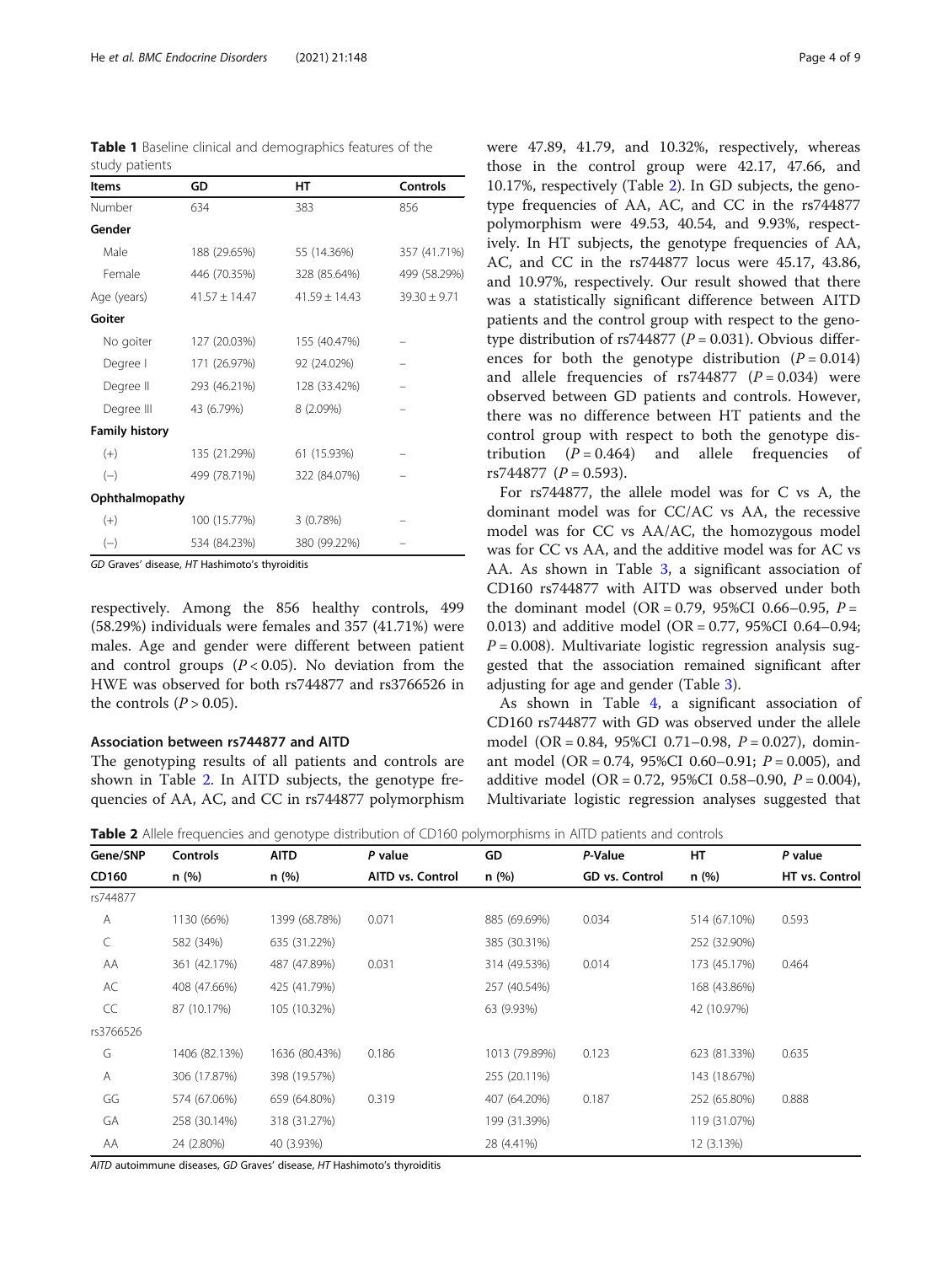**Table 1** Baseline clinical and demographics features of the study patients

| Items | GD | HT | Controls |
|---|---|---|---|
| Number | 634 | 383 | 856 |
| **Gender** | | | |
| Male | 188 (29.65%) | 55 (14.36%) | 357 (41.71%) |
| Female | 446 (70.35%) | 328 (85.64%) | 499 (58.29%) |
| Age (years) | 41.57 ± 14.47 | 41.59 ± 14.43 | 39.30 ± 9.71 |
| **Goiter** | | | |
| No goiter | 127 (20.03%) | 155 (40.47%) | – |
| Degree I | 171 (26.97%) | 92 (24.02%) | – |
| Degree II | 293 (46.21%) | 128 (33.42%) | – |
| Degree III | 43 (6.79%) | 8 (2.09%) | – |
| **Family history** | | | |
| (+) | 135 (21.29%) | 61 (15.93%) | – |
| (−) | 499 (78.71%) | 322 (84.07%) | – |
| **Ophthalmopathy** | | | |
| (+) | 100 (15.77%) | 3 (0.78%) | – |
| (−) | 534 (84.23%) | 380 (99.22%) | – |

*GD* Graves' disease, *HT* Hashimoto's thyroiditis

respectively. Among the 856 healthy controls, 499 (58.29%) individuals were females and 357 (41.71%) were males. Age and gender were different between patient and control groups ($P < 0.05$). No deviation from the HWE was observed for both rs744877 and rs3766526 in the controls ($P > 0.05$).

### Association between rs744877 and AITD

The genotyping results of all patients and controls are shown in Table 2. In AITD subjects, the genotype frequencies of AA, AC, and CC in rs744877 polymorphism were 47.89, 41.79, and 10.32%, respectively, whereas those in the control group were 42.17, 47.66, and 10.17%, respectively (Table 2). In GD subjects, the genotype frequencies of AA, AC, and CC in the rs744877 polymorphism were 49.53, 40.54, and 9.93%, respectively. In HT subjects, the genotype frequencies of AA, AC, and CC in the rs744877 locus were 45.17, 43.86, and 10.97%, respectively. Our result showed that there was a statistically significant difference between AITD patients and the control group with respect to the genotype distribution of rs744877 ($P = 0.031$). Obvious differences for both the genotype distribution ($P = 0.014$) and allele frequencies of rs744877 ($P = 0.034$) were observed between GD patients and controls. However, there was no difference between HT patients and the control group with respect to both the genotype distribution ($P = 0.464$) and allele frequencies of rs744877 ($P = 0.593$).

For rs744877, the allele model was for C vs A, the dominant model was for CC/AC vs AA, the recessive model was for CC vs AA/AC, the homozygous model was for CC vs AA, and the additive model was for AC vs AA. As shown in Table 3, a significant association of CD160 rs744877 with AITD was observed under both the dominant model (OR = 0.79, 95%CI 0.66–0.95, $P = 0.013$) and additive model (OR = 0.77, 95%CI 0.64–0.94; $P = 0.008$). Multivariate logistic regression analysis suggested that the association remained significant after adjusting for age and gender (Table 3).

As shown in Table 4, a significant association of CD160 rs744877 with GD was observed under the allele model (OR = 0.84, 95%CI 0.71–0.98, $P = 0.027$), dominant model (OR = 0.74, 95%CI 0.60–0.91; $P = 0.005$), and additive model (OR = 0.72, 95%CI 0.58–0.90, $P = 0.004$), Multivariate logistic regression analyses suggested that

**Table 2** Allele frequencies and genotype distribution of CD160 polymorphisms in AITD patients and controls

| Gene/SNP CD160 | Controls n (%) | AITD n (%) | *P* value AITD vs. Control | GD n (%) | *P*-Value GD vs. Control | HT n (%) | *P* value HT vs. Control |
|---|---|---|---|---|---|---|---|
| rs744877 | | | | | | | |
| A | 1130 (66%) | 1399 (68.78%) | 0.071 | 885 (69.69%) | 0.034 | 514 (67.10%) | 0.593 |
| C | 582 (34%) | 635 (31.22%) | | 385 (30.31%) | | 252 (32.90%) | |
| AA | 361 (42.17%) | 487 (47.89%) | 0.031 | 314 (49.53%) | 0.014 | 173 (45.17%) | 0.464 |
| AC | 408 (47.66%) | 425 (41.79%) | | 257 (40.54%) | | 168 (43.86%) | |
| CC | 87 (10.17%) | 105 (10.32%) | | 63 (9.93%) | | 42 (10.97%) | |
| rs3766526 | | | | | | | |
| G | 1406 (82.13%) | 1636 (80.43%) | 0.186 | 1013 (79.89%) | 0.123 | 623 (81.33%) | 0.635 |
| A | 306 (17.87%) | 398 (19.57%) | | 255 (20.11%) | | 143 (18.67%) | |
| GG | 574 (67.06%) | 659 (64.80%) | 0.319 | 407 (64.20%) | 0.187 | 252 (65.80%) | 0.888 |
| GA | 258 (30.14%) | 318 (31.27%) | | 199 (31.39%) | | 119 (31.07%) | |
| AA | 24 (2.80%) | 40 (3.93%) | | 28 (4.41%) | | 12 (3.13%) | |

*AITD* autoimmune diseases, *GD* Graves' disease, *HT* Hashimoto's thyroiditis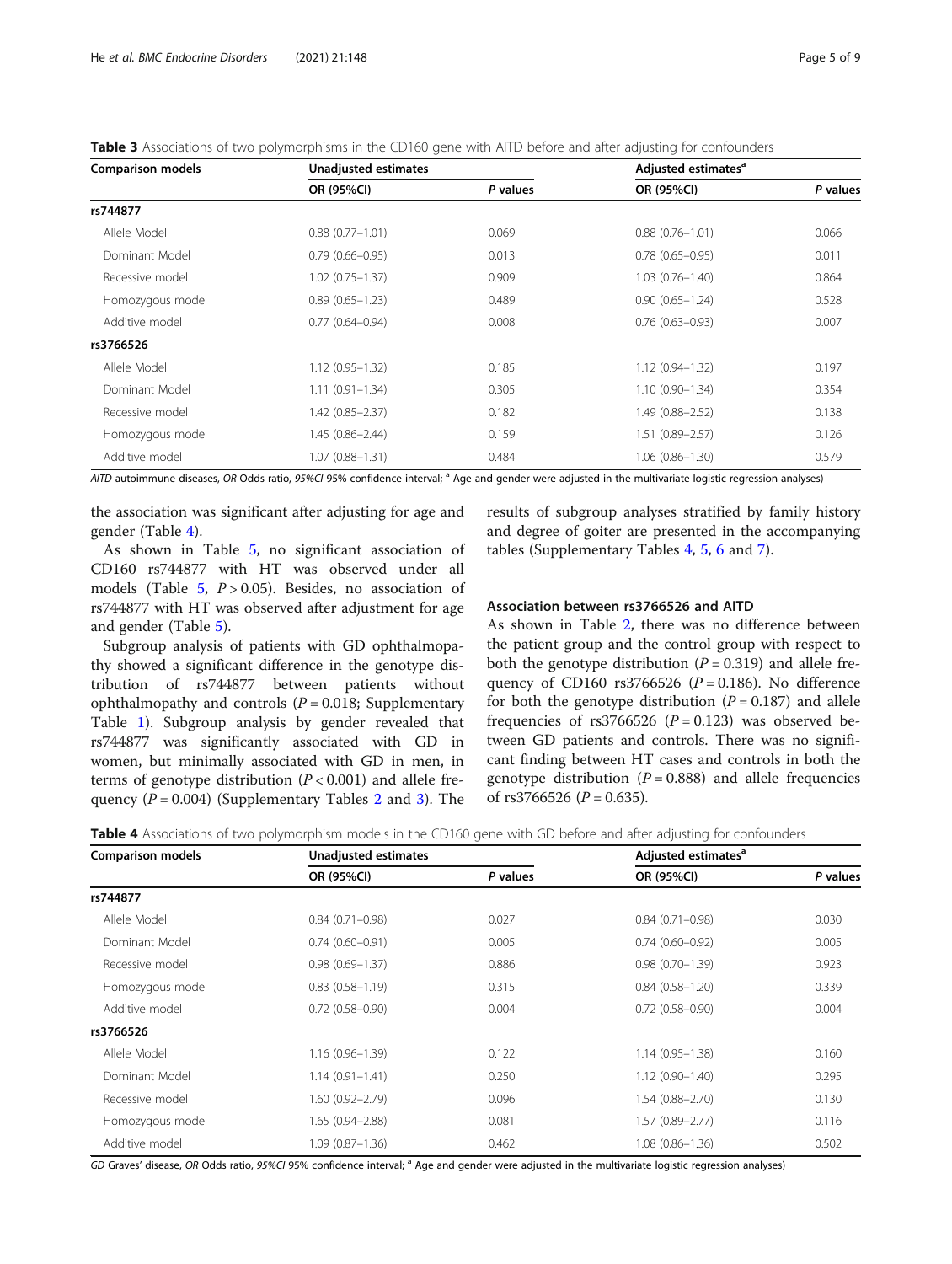**Table 3** Associations of two polymorphisms in the CD160 gene with AITD before and after adjusting for confounders

| Comparison models | Unadjusted estimates | | Adjusted estimates[a] | |
|---|---|---|---|---|
| | OR (95%CI) | *P* values | OR (95%CI) | *P* values |
| **rs744877** | | | | |
| Allele Model | 0.88 (0.77–1.01) | 0.069 | 0.88 (0.76–1.01) | 0.066 |
| Dominant Model | 0.79 (0.66–0.95) | 0.013 | 0.78 (0.65–0.95) | 0.011 |
| Recessive model | 1.02 (0.75–1.37) | 0.909 | 1.03 (0.76–1.40) | 0.864 |
| Homozygous model | 0.89 (0.65–1.23) | 0.489 | 0.90 (0.65–1.24) | 0.528 |
| Additive model | 0.77 (0.64–0.94) | 0.008 | 0.76 (0.63–0.93) | 0.007 |
| **rs3766526** | | | | |
| Allele Model | 1.12 (0.95–1.32) | 0.185 | 1.12 (0.94–1.32) | 0.197 |
| Dominant Model | 1.11 (0.91–1.34) | 0.305 | 1.10 (0.90–1.34) | 0.354 |
| Recessive model | 1.42 (0.85–2.37) | 0.182 | 1.49 (0.88–2.52) | 0.138 |
| Homozygous model | 1.45 (0.86–2.44) | 0.159 | 1.51 (0.89–2.57) | 0.126 |
| Additive model | 1.07 (0.88–1.31) | 0.484 | 1.06 (0.86–1.30) | 0.579 |

*AITD* autoimmune diseases, *OR* Odds ratio, *95%CI* 95% confidence interval; [a] Age and gender were adjusted in the multivariate logistic regression analyses)

the association was significant after adjusting for age and gender (Table 4).

As shown in Table 5, no significant association of CD160 rs744877 with HT was observed under all models (Table 5, $P > 0.05$). Besides, no association of rs744877 with HT was observed after adjustment for age and gender (Table 5).

Subgroup analysis of patients with GD ophthalmopathy showed a significant difference in the genotype distribution of rs744877 between patients without ophthalmopathy and controls ($P = 0.018$; Supplementary Table 1). Subgroup analysis by gender revealed that rs744877 was significantly associated with GD in women, but minimally associated with GD in men, in terms of genotype distribution ($P < 0.001$) and allele frequency ($P = 0.004$) (Supplementary Tables 2 and 3). The results of subgroup analyses stratified by family history and degree of goiter are presented in the accompanying tables (Supplementary Tables 4, 5, 6 and 7).

### Association between rs3766526 and AITD

As shown in Table 2, there was no difference between the patient group and the control group with respect to both the genotype distribution ($P = 0.319$) and allele frequency of CD160 rs3766526 ($P = 0.186$). No difference for both the genotype distribution ($P = 0.187$) and allele frequencies of rs3766526 ($P = 0.123$) was observed between GD patients and controls. There was no significant finding between HT cases and controls in both the genotype distribution ($P = 0.888$) and allele frequencies of rs3766526 ($P = 0.635$).

**Table 4** Associations of two polymorphism models in the CD160 gene with GD before and after adjusting for confounders

| Comparison models | Unadjusted estimates | | Adjusted estimates[a] | |
|---|---|---|---|---|
| | OR (95%CI) | *P* values | OR (95%CI) | *P* values |
| **rs744877** | | | | |
| Allele Model | 0.84 (0.71–0.98) | 0.027 | 0.84 (0.71–0.98) | 0.030 |
| Dominant Model | 0.74 (0.60–0.91) | 0.005 | 0.74 (0.60–0.92) | 0.005 |
| Recessive model | 0.98 (0.69–1.37) | 0.886 | 0.98 (0.70–1.39) | 0.923 |
| Homozygous model | 0.83 (0.58–1.19) | 0.315 | 0.84 (0.58–1.20) | 0.339 |
| Additive model | 0.72 (0.58–0.90) | 0.004 | 0.72 (0.58–0.90) | 0.004 |
| **rs3766526** | | | | |
| Allele Model | 1.16 (0.96–1.39) | 0.122 | 1.14 (0.95–1.38) | 0.160 |
| Dominant Model | 1.14 (0.91–1.41) | 0.250 | 1.12 (0.90–1.40) | 0.295 |
| Recessive model | 1.60 (0.92–2.79) | 0.096 | 1.54 (0.88–2.70) | 0.130 |
| Homozygous model | 1.65 (0.94–2.88) | 0.081 | 1.57 (0.89–2.77) | 0.116 |
| Additive model | 1.09 (0.87–1.36) | 0.462 | 1.08 (0.86–1.36) | 0.502 |

*GD* Graves' disease, *OR* Odds ratio, *95%CI* 95% confidence interval; [a] Age and gender were adjusted in the multivariate logistic regression analyses)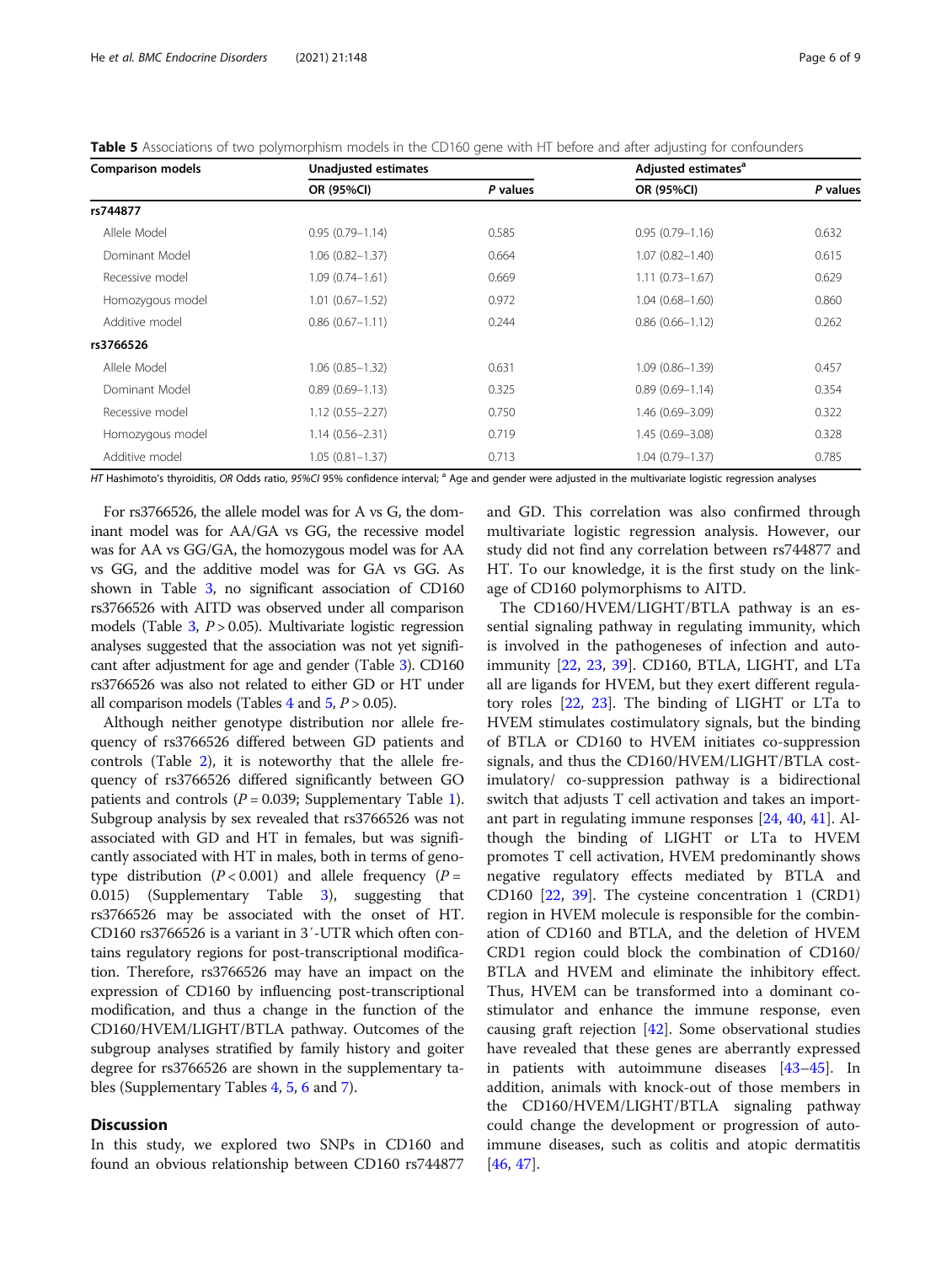**Table 5** Associations of two polymorphism models in the CD160 gene with HT before and after adjusting for confounders

| Comparison models | Unadjusted estimates | | Adjusted estimates[a] | |
|---|---|---|---|---|
| | OR (95%CI) | *P* values | OR (95%CI) | *P* values |
| **rs744877** | | | | |
| Allele Model | 0.95 (0.79–1.14) | 0.585 | 0.95 (0.79–1.16) | 0.632 |
| Dominant Model | 1.06 (0.82–1.37) | 0.664 | 1.07 (0.82–1.40) | 0.615 |
| Recessive model | 1.09 (0.74–1.61) | 0.669 | 1.11 (0.73–1.67) | 0.629 |
| Homozygous model | 1.01 (0.67–1.52) | 0.972 | 1.04 (0.68–1.60) | 0.860 |
| Additive model | 0.86 (0.67–1.11) | 0.244 | 0.86 (0.66–1.12) | 0.262 |
| **rs3766526** | | | | |
| Allele Model | 1.06 (0.85–1.32) | 0.631 | 1.09 (0.86–1.39) | 0.457 |
| Dominant Model | 0.89 (0.69–1.13) | 0.325 | 0.89 (0.69–1.14) | 0.354 |
| Recessive model | 1.12 (0.55–2.27) | 0.750 | 1.46 (0.69–3.09) | 0.322 |
| Homozygous model | 1.14 (0.56–2.31) | 0.719 | 1.45 (0.69–3.08) | 0.328 |
| Additive model | 1.05 (0.81–1.37) | 0.713 | 1.04 (0.79–1.37) | 0.785 |

*HT* Hashimoto's thyroiditis, *OR* Odds ratio, *95%CI* 95% confidence interval; [a] Age and gender were adjusted in the multivariate logistic regression analyses

For rs3766526, the allele model was for A vs G, the dominant model was for AA/GA vs GG, the recessive model was for AA vs GG/GA, the homozygous model was for AA vs GG, and the additive model was for GA vs GG. As shown in Table 3, no significant association of CD160 rs3766526 with AITD was observed under all comparison models (Table 3, $P > 0.05$). Multivariate logistic regression analyses suggested that the association was not yet significant after adjustment for age and gender (Table 3). CD160 rs3766526 was also not related to either GD or HT under all comparison models (Tables 4 and 5, $P > 0.05$).

Although neither genotype distribution nor allele frequency of rs3766526 differed between GD patients and controls (Table 2), it is noteworthy that the allele frequency of rs3766526 differed significantly between GO patients and controls ($P = 0.039$; Supplementary Table 1). Subgroup analysis by sex revealed that rs3766526 was not associated with GD and HT in females, but was significantly associated with HT in males, both in terms of genotype distribution ($P < 0.001$) and allele frequency ($P = 0.015$) (Supplementary Table 3), suggesting that rs3766526 may be associated with the onset of HT. CD160 rs3766526 is a variant in 3′-UTR which often contains regulatory regions for post-transcriptional modification. Therefore, rs3766526 may have an impact on the expression of CD160 by influencing post-transcriptional modification, and thus a change in the function of the CD160/HVEM/LIGHT/BTLA pathway. Outcomes of the subgroup analyses stratified by family history and goiter degree for rs3766526 are shown in the supplementary tables (Supplementary Tables 4, 5, 6 and 7).

## Discussion

In this study, we explored two SNPs in CD160 and found an obvious relationship between CD160 rs744877 and GD. This correlation was also confirmed through multivariate logistic regression analysis. However, our study did not find any correlation between rs744877 and HT. To our knowledge, it is the first study on the linkage of CD160 polymorphisms to AITD.

The CD160/HVEM/LIGHT/BTLA pathway is an essential signaling pathway in regulating immunity, which is involved in the pathogeneses of infection and autoimmunity [22, 23, 39]. CD160, BTLA, LIGHT, and LTa all are ligands for HVEM, but they exert different regulatory roles [22, 23]. The binding of LIGHT or LTa to HVEM stimulates costimulatory signals, but the binding of BTLA or CD160 to HVEM initiates co-suppression signals, and thus the CD160/HVEM/LIGHT/BTLA costimulatory/ co-suppression pathway is a bidirectional switch that adjusts T cell activation and takes an important part in regulating immune responses [24, 40, 41]. Although the binding of LIGHT or LTa to HVEM promotes T cell activation, HVEM predominantly shows negative regulatory effects mediated by BTLA and CD160 [22, 39]. The cysteine concentration 1 (CRD1) region in HVEM molecule is responsible for the combination of CD160 and BTLA, and the deletion of HVEM CRD1 region could block the combination of CD160/BTLA and HVEM and eliminate the inhibitory effect. Thus, HVEM can be transformed into a dominant co-stimulator and enhance the immune response, even causing graft rejection [42]. Some observational studies have revealed that these genes are aberrantly expressed in patients with autoimmune diseases [43–45]. In addition, animals with knock-out of those members in the CD160/HVEM/LIGHT/BTLA signaling pathway could change the development or progression of autoimmune diseases, such as colitis and atopic dermatitis [46, 47].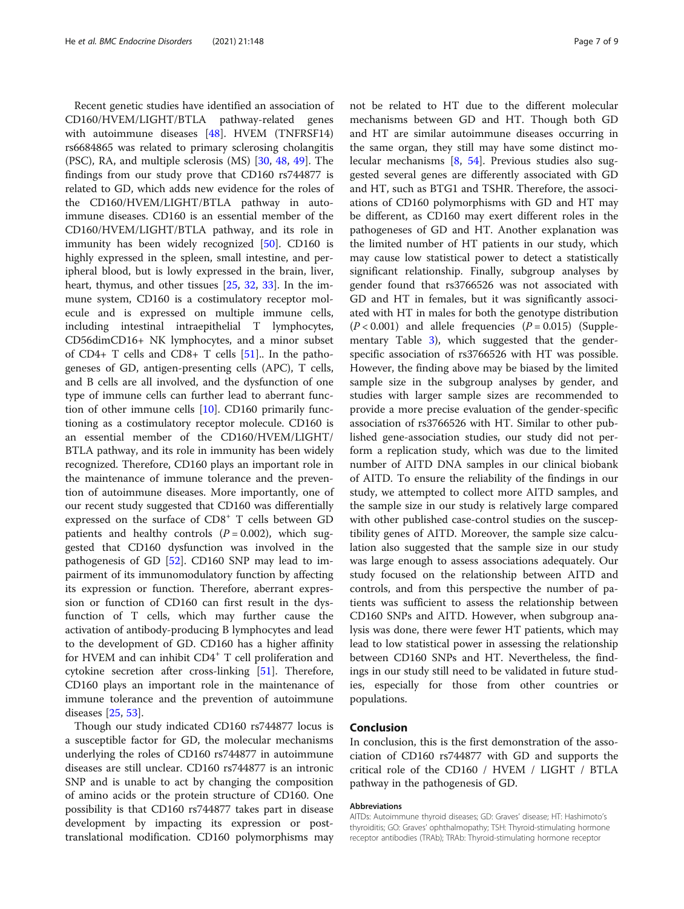Recent genetic studies have identified an association of CD160/HVEM/LIGHT/BTLA pathway-related genes with autoimmune diseases [48]. HVEM (TNFRSF14) rs6684865 was related to primary sclerosing cholangitis (PSC), RA, and multiple sclerosis (MS) [30, 48, 49]. The findings from our study prove that CD160 rs744877 is related to GD, which adds new evidence for the roles of the CD160/HVEM/LIGHT/BTLA pathway in autoimmune diseases. CD160 is an essential member of the CD160/HVEM/LIGHT/BTLA pathway, and its role in immunity has been widely recognized [50]. CD160 is highly expressed in the spleen, small intestine, and peripheral blood, but is lowly expressed in the brain, liver, heart, thymus, and other tissues [25, 32, 33]. In the immune system, CD160 is a costimulatory receptor molecule and is expressed on multiple immune cells, including intestinal intraepithelial T lymphocytes, CD56dimCD16+ NK lymphocytes, and a minor subset of CD4+ T cells and CD8+ T cells [51].. In the pathogeneses of GD, antigen-presenting cells (APC), T cells, and B cells are all involved, and the dysfunction of one type of immune cells can further lead to aberrant function of other immune cells [10]. CD160 primarily functioning as a costimulatory receptor molecule. CD160 is an essential member of the CD160/HVEM/LIGHT/BTLA pathway, and its role in immunity has been widely recognized. Therefore, CD160 plays an important role in the maintenance of immune tolerance and the prevention of autoimmune diseases. More importantly, one of our recent study suggested that CD160 was differentially expressed on the surface of $CD8^+$ T cells between GD patients and healthy controls ($P = 0.002$), which suggested that CD160 dysfunction was involved in the pathogenesis of GD [52]. CD160 SNP may lead to impairment of its immunomodulatory function by affecting its expression or function. Therefore, aberrant expression or function of CD160 can first result in the dysfunction of T cells, which may further cause the activation of antibody-producing B lymphocytes and lead to the development of GD. CD160 has a higher affinity for HVEM and can inhibit $CD4^+$ T cell proliferation and cytokine secretion after cross-linking [51]. Therefore, CD160 plays an important role in the maintenance of immune tolerance and the prevention of autoimmune diseases [25, 53].

Though our study indicated CD160 rs744877 locus is a susceptible factor for GD, the molecular mechanisms underlying the roles of CD160 rs744877 in autoimmune diseases are still unclear. CD160 rs744877 is an intronic SNP and is unable to act by changing the composition of amino acids or the protein structure of CD160. One possibility is that CD160 rs744877 takes part in disease development by impacting its expression or post-translational modification. CD160 polymorphisms may not be related to HT due to the different molecular mechanisms between GD and HT. Though both GD and HT are similar autoimmune diseases occurring in the same organ, they still may have some distinct molecular mechanisms [8, 54]. Previous studies also suggested several genes are differently associated with GD and HT, such as BTG1 and TSHR. Therefore, the associations of CD160 polymorphisms with GD and HT may be different, as CD160 may exert different roles in the pathogeneses of GD and HT. Another explanation was the limited number of HT patients in our study, which may cause low statistical power to detect a statistically significant relationship. Finally, subgroup analyses by gender found that rs3766526 was not associated with GD and HT in females, but it was significantly associated with HT in males for both the genotype distribution ($P < 0.001$) and allele frequencies ($P = 0.015$) (Supplementary Table 3), which suggested that the gender-specific association of rs3766526 with HT was possible. However, the finding above may be biased by the limited sample size in the subgroup analyses by gender, and studies with larger sample sizes are recommended to provide a more precise evaluation of the gender-specific association of rs3766526 with HT. Similar to other published gene-association studies, our study did not perform a replication study, which was due to the limited number of AITD DNA samples in our clinical biobank of AITD. To ensure the reliability of the findings in our study, we attempted to collect more AITD samples, and the sample size in our study is relatively large compared with other published case-control studies on the susceptibility genes of AITD. Moreover, the sample size calculation also suggested that the sample size in our study was large enough to assess associations adequately. Our study focused on the relationship between AITD and controls, and from this perspective the number of patients was sufficient to assess the relationship between CD160 SNPs and AITD. However, when subgroup analysis was done, there were fewer HT patients, which may lead to low statistical power in assessing the relationship between CD160 SNPs and HT. Nevertheless, the findings in our study still need to be validated in future studies, especially for those from other countries or populations.

## Conclusion

In conclusion, this is the first demonstration of the association of CD160 rs744877 with GD and supports the critical role of the CD160 / HVEM / LIGHT / BTLA pathway in the pathogenesis of GD.

### Abbreviations

AITDs: Autoimmune thyroid diseases; GD: Graves' disease; HT: Hashimoto's thyroiditis; GO: Graves' ophthalmopathy; TSH: Thyroid-stimulating hormone receptor antibodies (TRAb); TRAb: Thyroid-stimulating hormone receptor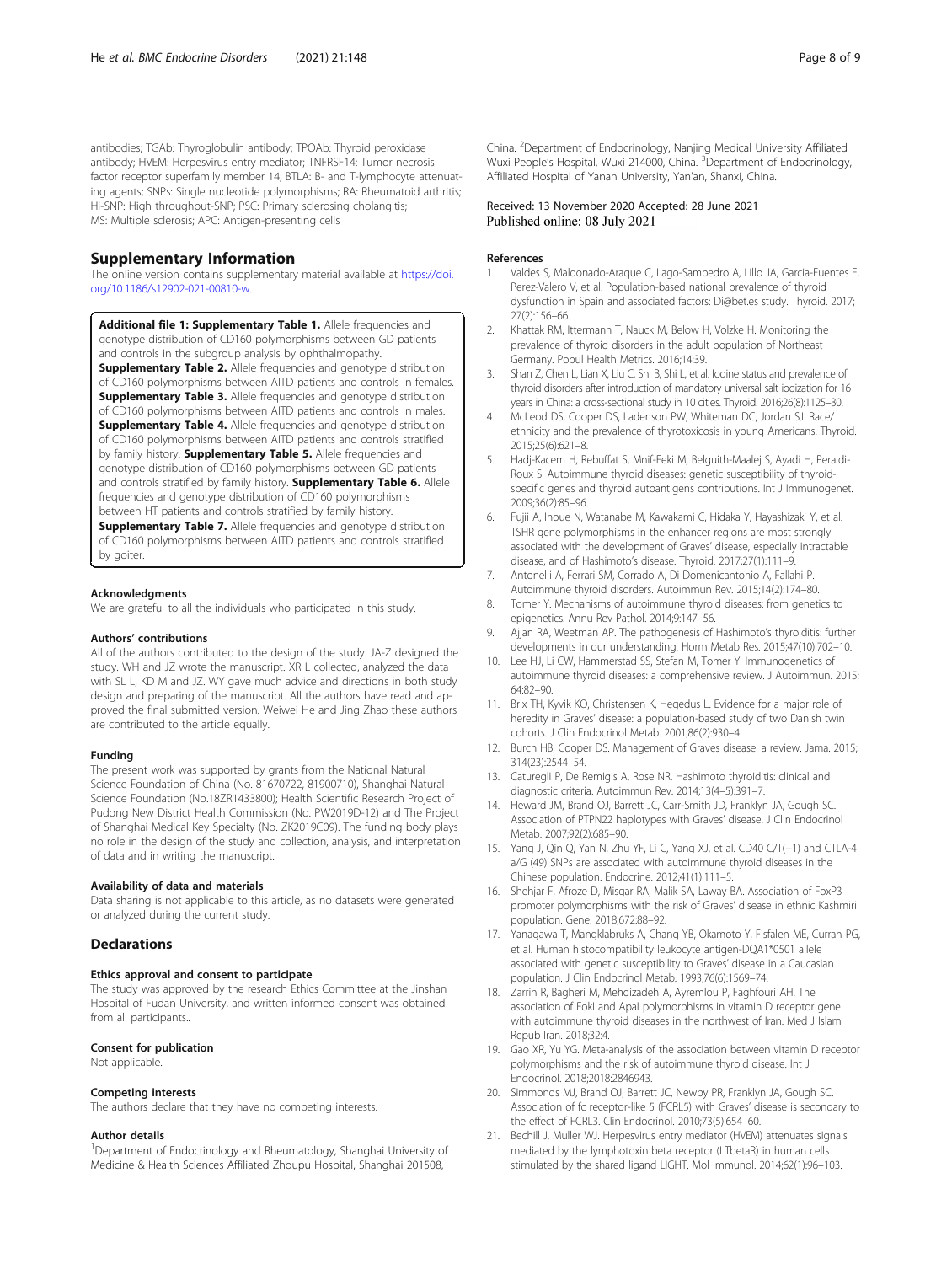antibodies; TGAb: Thyroglobulin antibody; TPOAb: Thyroid peroxidase antibody; HVEM: Herpesvirus entry mediator; TNFRSF14: Tumor necrosis factor receptor superfamily member 14; BTLA: B- and T-lymphocyte attenuating agents; SNPs: Single nucleotide polymorphisms; RA: Rheumatoid arthritis; Hi-SNP: High throughput-SNP; PSC: Primary sclerosing cholangitis; MS: Multiple sclerosis; APC: Antigen-presenting cells

## Supplementary Information

The online version contains supplementary material available at https://doi.org/10.1186/s12902-021-00810-w.

**Additional file 1: Supplementary Table 1.** Allele frequencies and genotype distribution of CD160 polymorphisms between GD patients and controls in the subgroup analysis by ophthalmopathy. **Supplementary Table 2.** Allele frequencies and genotype distribution of CD160 polymorphisms between AITD patients and controls in females. **Supplementary Table 3.** Allele frequencies and genotype distribution of CD160 polymorphisms between AITD patients and controls in males. **Supplementary Table 4.** Allele frequencies and genotype distribution of CD160 polymorphisms between AITD patients and controls stratified by family history. **Supplementary Table 5.** Allele frequencies and genotype distribution of CD160 polymorphisms between GD patients and controls stratified by family history. **Supplementary Table 6.** Allele frequencies and genotype distribution of CD160 polymorphisms between HT patients and controls stratified by family history. **Supplementary Table 7.** Allele frequencies and genotype distribution of CD160 polymorphisms between AITD patients and controls stratified by goiter.

### Acknowledgments

We are grateful to all the individuals who participated in this study.

### Authors' contributions

All of the authors contributed to the design of the study. JA-Z designed the study. WH and JZ wrote the manuscript. XR L collected, analyzed the data with SL L, KD M and JZ. WY gave much advice and directions in both study design and preparing of the manuscript. All the authors have read and approved the final submitted version. Weiwei He and Jing Zhao these authors are contributed to the article equally.

### Funding

The present work was supported by grants from the National Natural Science Foundation of China (No. 81670722, 81900710), Shanghai Natural Science Foundation (No.18ZR1433800); Health Scientific Research Project of Pudong New District Health Commission (No. PW2019D-12) and The Project of Shanghai Medical Key Specialty (No. ZK2019C09). The funding body plays no role in the design of the study and collection, analysis, and interpretation of data and in writing the manuscript.

### Availability of data and materials

Data sharing is not applicable to this article, as no datasets were generated or analyzed during the current study.

## Declarations

### Ethics approval and consent to participate

The study was approved by the research Ethics Committee at the Jinshan Hospital of Fudan University, and written informed consent was obtained from all participants..

### Consent for publication

Not applicable.

### Competing interests

The authors declare that they have no competing interests.

### Author details

[1]Department of Endocrinology and Rheumatology, Shanghai University of Medicine & Health Sciences Affiliated Zhoupu Hospital, Shanghai 201508, China. [2]Department of Endocrinology, Nanjing Medical University Affiliated Wuxi People's Hospital, Wuxi 214000, China. [3]Department of Endocrinology, Affiliated Hospital of Yanan University, Yan'an, Shanxi, China.

Received: 13 November 2020 Accepted: 28 June 2021
Published online: 08 July 2021

### References

1. Valdes S, Maldonado-Araque C, Lago-Sampedro A, Lillo JA, Garcia-Fuentes E, Perez-Valero V, et al. Population-based national prevalence of thyroid dysfunction in Spain and associated factors: Di@bet.es study. Thyroid. 2017;27(2):156–66.
2. Khattak RM, Ittermann T, Nauck M, Below H, Volzke H. Monitoring the prevalence of thyroid disorders in the adult population of Northeast Germany. Popul Health Metrics. 2016;14:39.
3. Shan Z, Chen L, Lian X, Liu C, Shi B, Shi L, et al. Iodine status and prevalence of thyroid disorders after introduction of mandatory universal salt iodization for 16 years in China: a cross-sectional study in 10 cities. Thyroid. 2016;26(8):1125–30.
4. McLeod DS, Cooper DS, Ladenson PW, Whiteman DC, Jordan SJ. Race/ethnicity and the prevalence of thyrotoxicosis in young Americans. Thyroid. 2015;25(6):621–8.
5. Hadj-Kacem H, Rebuffat S, Mnif-Feki M, Belguith-Maalej S, Ayadi H, Peraldi-Roux S. Autoimmune thyroid diseases: genetic susceptibility of thyroid-specific genes and thyroid autoantigens contributions. Int J Immunogenet. 2009;36(2):85–96.
6. Fujii A, Inoue N, Watanabe M, Kawakami C, Hidaka Y, Hayashizaki Y, et al. TSHR gene polymorphisms in the enhancer regions are most strongly associated with the development of Graves' disease, especially intractable disease, and of Hashimoto's disease. Thyroid. 2017;27(1):111–9.
7. Antonelli A, Ferrari SM, Corrado A, Di Domenicantonio A, Fallahi P. Autoimmune thyroid disorders. Autoimmun Rev. 2015;14(2):174–80.
8. Tomer Y. Mechanisms of autoimmune thyroid diseases: from genetics to epigenetics. Annu Rev Pathol. 2014;9:147–56.
9. Ajjan RA, Weetman AP. The pathogenesis of Hashimoto's thyroiditis: further developments in our understanding. Horm Metab Res. 2015;47(10):702–10.
10. Lee HJ, Li CW, Hammerstad SS, Stefan M, Tomer Y. Immunogenetics of autoimmune thyroid diseases: a comprehensive review. J Autoimmun. 2015;64:82–90.
11. Brix TH, Kyvik KO, Christensen K, Hegedus L. Evidence for a major role of heredity in Graves' disease: a population-based study of two Danish twin cohorts. J Clin Endocrinol Metab. 2001;86(2):930–4.
12. Burch HB, Cooper DS. Management of Graves disease: a review. Jama. 2015;314(23):2544–54.
13. Caturegli P, De Remigis A, Rose NR. Hashimoto thyroiditis: clinical and diagnostic criteria. Autoimmun Rev. 2014;13(4–5):391–7.
14. Heward JM, Brand OJ, Barrett JC, Carr-Smith JD, Franklyn JA, Gough SC. Association of PTPN22 haplotypes with Graves' disease. J Clin Endocrinol Metab. 2007;92(2):685–90.
15. Yang J, Qin Q, Yan N, Zhu YF, Li C, Yang XJ, et al. CD40 C/T(−1) and CTLA-4 a/G (49) SNPs are associated with autoimmune thyroid diseases in the Chinese population. Endocrine. 2012;41(1):111–5.
16. Shehjar F, Afroze D, Misgar RA, Malik SA, Laway BA. Association of FoxP3 promoter polymorphisms with the risk of Graves' disease in ethnic Kashmiri population. Gene. 2018;672:88–92.
17. Yanagawa T, Mangklabruks A, Chang YB, Okamoto Y, Fisfalen ME, Curran PG, et al. Human histocompatibility leukocyte antigen-DQA1*0501 allele associated with genetic susceptibility to Graves' disease in a Caucasian population. J Clin Endocrinol Metab. 1993;76(6):1569–74.
18. Zarrin R, Bagheri M, Mehdizadeh A, Ayremlou P, Faghfouri AH. The association of FokI and ApaI polymorphisms in vitamin D receptor gene with autoimmune thyroid diseases in the northwest of Iran. Med J Islam Repub Iran. 2018;32:4.
19. Gao XR, Yu YG. Meta-analysis of the association between vitamin D receptor polymorphisms and the risk of autoimmune thyroid disease. Int J Endocrinol. 2018;2018:2846943.
20. Simmonds MJ, Brand OJ, Barrett JC, Newby PR, Franklyn JA, Gough SC. Association of fc receptor-like 5 (FCRL5) with Graves' disease is secondary to the effect of FCRL3. Clin Endocrinol. 2010;73(5):654–60.
21. Bechill J, Muller WJ. Herpesvirus entry mediator (HVEM) attenuates signals mediated by the lymphotoxin beta receptor (LTbetaR) in human cells stimulated by the shared ligand LIGHT. Mol Immunol. 2014;62(1):96–103.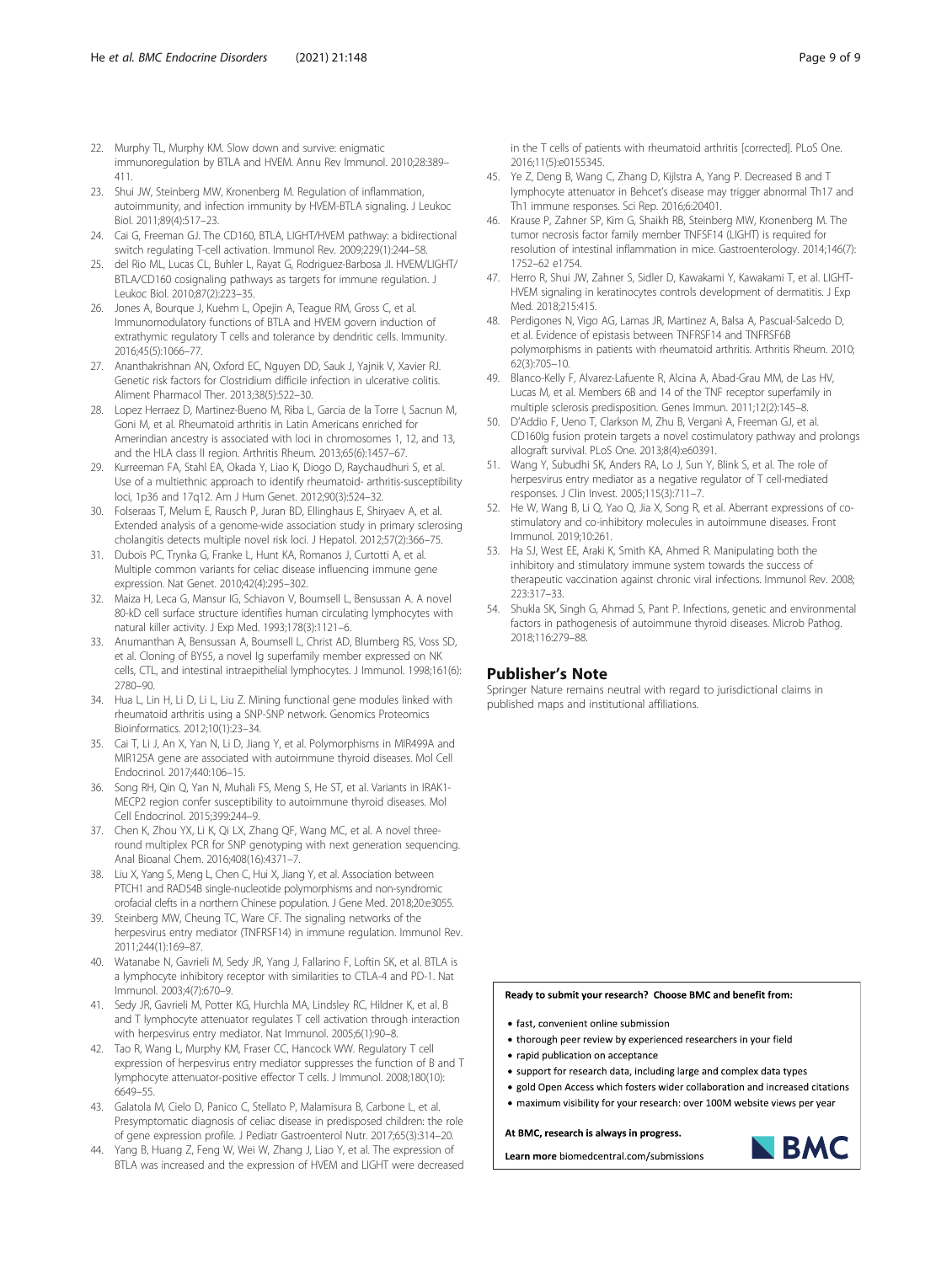22. Murphy TL, Murphy KM. Slow down and survive: enigmatic immunoregulation by BTLA and HVEM. Annu Rev Immunol. 2010;28:389–411.
23. Shui JW, Steinberg MW, Kronenberg M. Regulation of inflammation, autoimmunity, and infection immunity by HVEM-BTLA signaling. J Leukoc Biol. 2011;89(4):517–23.
24. Cai G, Freeman GJ. The CD160, BTLA, LIGHT/HVEM pathway: a bidirectional switch regulating T-cell activation. Immunol Rev. 2009;229(1):244–58.
25. del Rio ML, Lucas CL, Buhler L, Rayat G, Rodriguez-Barbosa JI. HVEM/LIGHT/BTLA/CD160 cosignaling pathways as targets for immune regulation. J Leukoc Biol. 2010;87(2):223–35.
26. Jones A, Bourque J, Kuehm L, Opejin A, Teague RM, Gross C, et al. Immunomodulatory functions of BTLA and HVEM govern induction of extrathymic regulatory T cells and tolerance by dendritic cells. Immunity. 2016;45(5):1066–77.
27. Ananthakrishnan AN, Oxford EC, Nguyen DD, Sauk J, Yajnik V, Xavier RJ. Genetic risk factors for Clostridium difficile infection in ulcerative colitis. Aliment Pharmacol Ther. 2013;38(5):522–30.
28. Lopez Herraez D, Martinez-Bueno M, Riba L, Garcia de la Torre I, Sacnun M, Goni M, et al. Rheumatoid arthritis in Latin Americans enriched for Amerindian ancestry is associated with loci in chromosomes 1, 12, and 13, and the HLA class II region. Arthritis Rheum. 2013;65(6):1457–67.
29. Kurreeman FA, Stahl EA, Okada Y, Liao K, Diogo D, Raychaudhuri S, et al. Use of a multiethnic approach to identify rheumatoid- arthritis-susceptibility loci, 1p36 and 17q12. Am J Hum Genet. 2012;90(3):524–32.
30. Folseraas T, Melum E, Rausch P, Juran BD, Ellinghaus E, Shiryaev A, et al. Extended analysis of a genome-wide association study in primary sclerosing cholangitis detects multiple novel risk loci. J Hepatol. 2012;57(2):366–75.
31. Dubois PC, Trynka G, Franke L, Hunt KA, Romanos J, Curtotti A, et al. Multiple common variants for celiac disease influencing immune gene expression. Nat Genet. 2010;42(4):295–302.
32. Maiza H, Leca G, Mansur IG, Schiavon V, Boumsell L, Bensussan A. A novel 80-kD cell surface structure identifies human circulating lymphocytes with natural killer activity. J Exp Med. 1993;178(3):1121–6.
33. Anumanthan A, Bensussan A, Boumsell L, Christ AD, Blumberg RS, Voss SD, et al. Cloning of BY55, a novel Ig superfamily member expressed on NK cells, CTL, and intestinal intraepithelial lymphocytes. J Immunol. 1998;161(6):2780–90.
34. Hua L, Lin H, Li D, Li L, Liu Z. Mining functional gene modules linked with rheumatoid arthritis using a SNP-SNP network. Genomics Proteomics Bioinformatics. 2012;10(1):23–34.
35. Cai T, Li J, An X, Yan N, Li D, Jiang Y, et al. Polymorphisms in MIR499A and MIR125A gene are associated with autoimmune thyroid diseases. Mol Cell Endocrinol. 2017;440:106–15.
36. Song RH, Qin Q, Yan N, Muhali FS, Meng S, He ST, et al. Variants in IRAK1-MECP2 region confer susceptibility to autoimmune thyroid diseases. Mol Cell Endocrinol. 2015;399:244–9.
37. Chen K, Zhou YX, Li K, Qi LX, Zhang QF, Wang MC, et al. A novel three-round multiplex PCR for SNP genotyping with next generation sequencing. Anal Bioanal Chem. 2016;408(16):4371–7.
38. Liu X, Yang S, Meng L, Chen C, Hui X, Jiang Y, et al. Association between PTCH1 and RAD54B single-nucleotide polymorphisms and non-syndromic orofacial clefts in a northern Chinese population. J Gene Med. 2018;20:e3055.
39. Steinberg MW, Cheung TC, Ware CF. The signaling networks of the herpesvirus entry mediator (TNFRSF14) in immune regulation. Immunol Rev. 2011;244(1):169–87.
40. Watanabe N, Gavrieli M, Sedy JR, Yang J, Fallarino F, Loftin SK, et al. BTLA is a lymphocyte inhibitory receptor with similarities to CTLA-4 and PD-1. Nat Immunol. 2003;4(7):670–9.
41. Sedy JR, Gavrieli M, Potter KG, Hurchla MA, Lindsley RC, Hildner K, et al. B and T lymphocyte attenuator regulates T cell activation through interaction with herpesvirus entry mediator. Nat Immunol. 2005;6(1):90–8.
42. Tao R, Wang L, Murphy KM, Fraser CC, Hancock WW. Regulatory T cell expression of herpesvirus entry mediator suppresses the function of B and T lymphocyte attenuator-positive effector T cells. J Immunol. 2008;180(10):6649–55.
43. Galatola M, Cielo D, Panico C, Stellato P, Malamisura B, Carbone L, et al. Presymptomatic diagnosis of celiac disease in predisposed children: the role of gene expression profile. J Pediatr Gastroenterol Nutr. 2017;65(3):314–20.
44. Yang B, Huang Z, Feng W, Wei W, Zhang J, Liao Y, et al. The expression of BTLA was increased and the expression of HVEM and LIGHT were decreased in the T cells of patients with rheumatoid arthritis [corrected]. PLoS One. 2016;11(5):e0155345.
45. Ye Z, Deng B, Wang C, Zhang D, Kijlstra A, Yang P. Decreased B and T lymphocyte attenuator in Behcet's disease may trigger abnormal Th17 and Th1 immune responses. Sci Rep. 2016;6:20401.
46. Krause P, Zahner SP, Kim G, Shaikh RB, Steinberg MW, Kronenberg M. The tumor necrosis factor family member TNFSF14 (LIGHT) is required for resolution of intestinal inflammation in mice. Gastroenterology. 2014;146(7):1752–62 e1754.
47. Herro R, Shui JW, Zahner S, Sidler D, Kawakami Y, Kawakami T, et al. LIGHT-HVEM signaling in keratinocytes controls development of dermatitis. J Exp Med. 2018;215:415.
48. Perdigones N, Vigo AG, Lamas JR, Martinez A, Balsa A, Pascual-Salcedo D, et al. Evidence of epistasis between TNFRSF14 and TNFRSF6B polymorphisms in patients with rheumatoid arthritis. Arthritis Rheum. 2010;62(3):705–10.
49. Blanco-Kelly F, Alvarez-Lafuente R, Alcina A, Abad-Grau MM, de Las HV, Lucas M, et al. Members 6B and 14 of the TNF receptor superfamily in multiple sclerosis predisposition. Genes Immun. 2011;12(2):145–8.
50. D'Addio F, Ueno T, Clarkson M, Zhu B, Vergani A, Freeman GJ, et al. CD160Ig fusion protein targets a novel costimulatory pathway and prolongs allograft survival. PLoS One. 2013;8(4):e60391.
51. Wang Y, Subudhi SK, Anders RA, Lo J, Sun Y, Blink S, et al. The role of herpesvirus entry mediator as a negative regulator of T cell-mediated responses. J Clin Invest. 2005;115(3):711–7.
52. He W, Wang B, Li Q, Yao Q, Jia X, Song R, et al. Aberrant expressions of co-stimulatory and co-inhibitory molecules in autoimmune diseases. Front Immunol. 2019;10:261.
53. Ha SJ, West EE, Araki K, Smith KA, Ahmed R. Manipulating both the inhibitory and stimulatory immune system towards the success of therapeutic vaccination against chronic viral infections. Immunol Rev. 2008;223:317–33.
54. Shukla SK, Singh G, Ahmad S, Pant P. Infections, genetic and environmental factors in pathogenesis of autoimmune thyroid diseases. Microb Pathog. 2018;116:279–88.

## Publisher's Note

Springer Nature remains neutral with regard to jurisdictional claims in published maps and institutional affiliations.

**Ready to submit your research? Choose BMC and benefit from:**

- fast, convenient online submission
- thorough peer review by experienced researchers in your field
- rapid publication on acceptance
- support for research data, including large and complex data types
- gold Open Access which fosters wider collaboration and increased citations
- maximum visibility for your research: over 100M website views per year

**At BMC, research is always in progress.**

**Learn more** biomedcentral.com/submissions

BMC